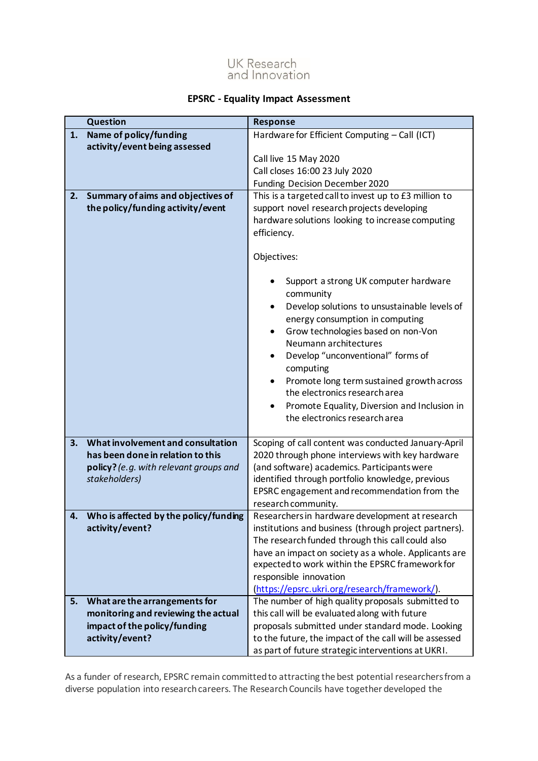UK Research and Innovation

# EPSRC - Equality Impact Assessment

| | Question | Response |
|---|---|---|
| 1. | **Name of policy/funding activity/event being assessed** | Hardware for Efficient Computing – Call (ICT)<br><br>Call live 15 May 2020<br>Call closes 16:00 23 July 2020<br>Funding Decision December 2020 |
| 2. | **Summary of aims and objectives of the policy/funding activity/event** | This is a targeted call to invest up to £3 million to support novel research projects developing hardware solutions looking to increase computing efficiency.<br><br>Objectives:<br><br>• Support a strong UK computer hardware community<br>• Develop solutions to unsustainable levels of energy consumption in computing<br>• Grow technologies based on non-Von Neumann architectures<br>• Develop "unconventional" forms of computing<br>• Promote long term sustained growth across the electronics research area<br>• Promote Equality, Diversion and Inclusion in the electronics research area |
| 3. | **What involvement and consultation has been done in relation to this policy?** *(e.g. with relevant groups and stakeholders)* | Scoping of call content was conducted January-April 2020 through phone interviews with key hardware (and software) academics. Participants were identified through portfolio knowledge, previous EPSRC engagement and recommendation from the research community. |
| 4. | **Who is affected by the policy/funding activity/event?** | Researchers in hardware development at research institutions and business (through project partners). The research funded through this call could also have an impact on society as a whole. Applicants are expected to work within the EPSRC framework for responsible innovation (https://epsrc.ukri.org/research/framework/). |
| 5. | **What are the arrangements for monitoring and reviewing the actual impact of the policy/funding activity/event?** | The number of high quality proposals submitted to this call will be evaluated along with future proposals submitted under standard mode. Looking to the future, the impact of the call will be assessed as part of future strategic interventions at UKRI. |

As a funder of research, EPSRC remain committed to attracting the best potential researchers from a diverse population into research careers. The Research Councils have together developed the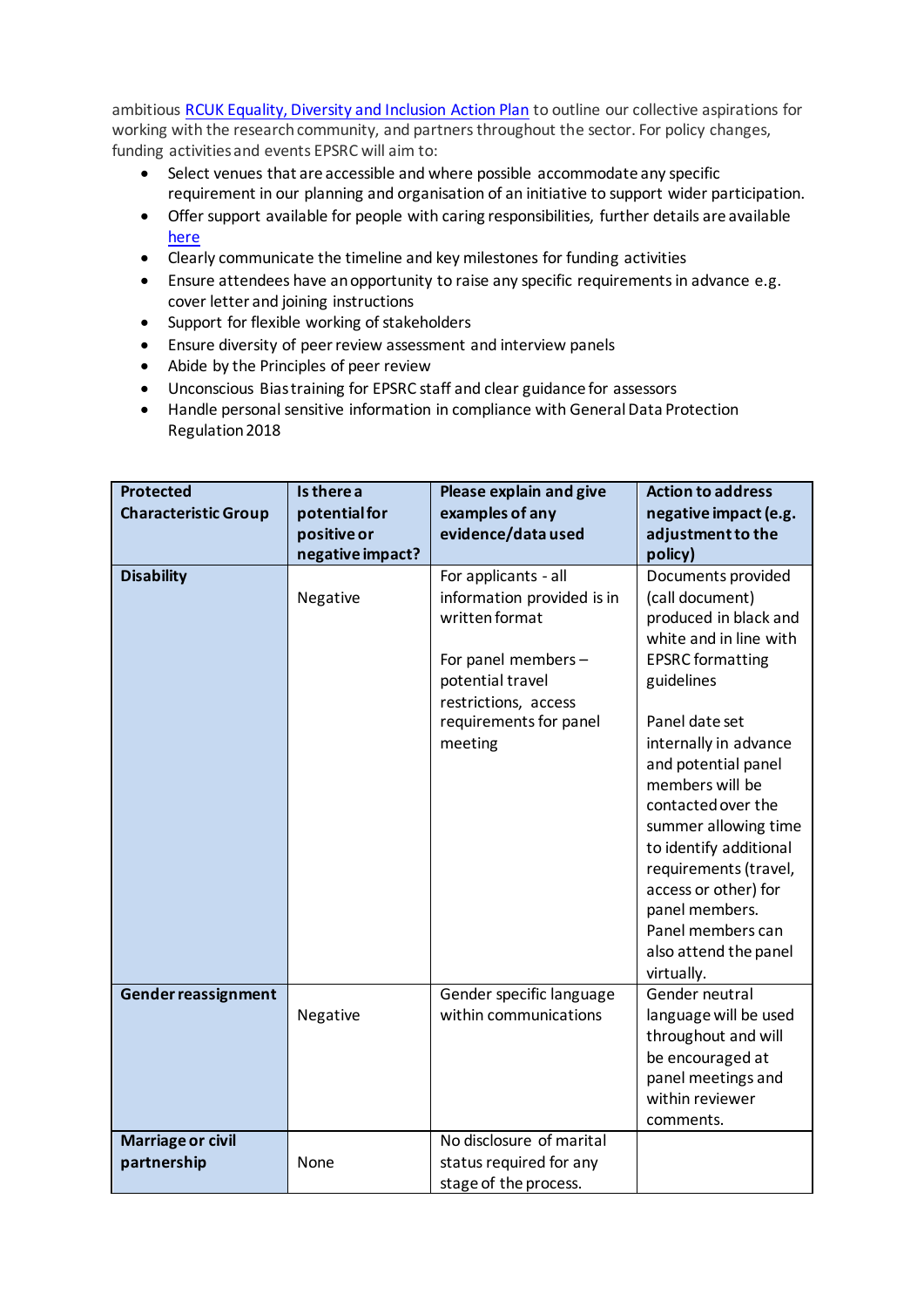ambitious [RCUK Equality, Diversity and Inclusion Action Plan] to outline our collective aspirations for working with the research community, and partners throughout the sector. For policy changes, funding activities and events EPSRC will aim to:

- Select venues that are accessible and where possible accommodate any specific requirement in our planning and organisation of an initiative to support wider participation.
- Offer support available for people with caring responsibilities, further details are available [here]
- Clearly communicate the timeline and key milestones for funding activities
- Ensure attendees have an opportunity to raise any specific requirements in advance e.g. cover letter and joining instructions
- Support for flexible working of stakeholders
- Ensure diversity of peer review assessment and interview panels
- Abide by the Principles of peer review
- Unconscious Bias training for EPSRC staff and clear guidance for assessors
- Handle personal sensitive information in compliance with General Data Protection Regulation 2018

| Protected Characteristic Group | Is there a potential for positive or negative impact? | Please explain and give examples of any evidence/data used | Action to address negative impact (e.g. adjustment to the policy) |
|---|---|---|---|
| **Disability** | Negative | For applicants - all information provided is in written format<br><br>For panel members – potential travel restrictions, access requirements for panel meeting | Documents provided (call document) produced in black and white and in line with EPSRC formatting guidelines<br><br>Panel date set internally in advance and potential panel members will be contacted over the summer allowing time to identify additional requirements (travel, access or other) for panel members. Panel members can also attend the panel virtually. |
| **Gender reassignment** | Negative | Gender specific language within communications | Gender neutral language will be used throughout and will be encouraged at panel meetings and within reviewer comments. |
| **Marriage or civil partnership** | None | No disclosure of marital status required for any stage of the process. | |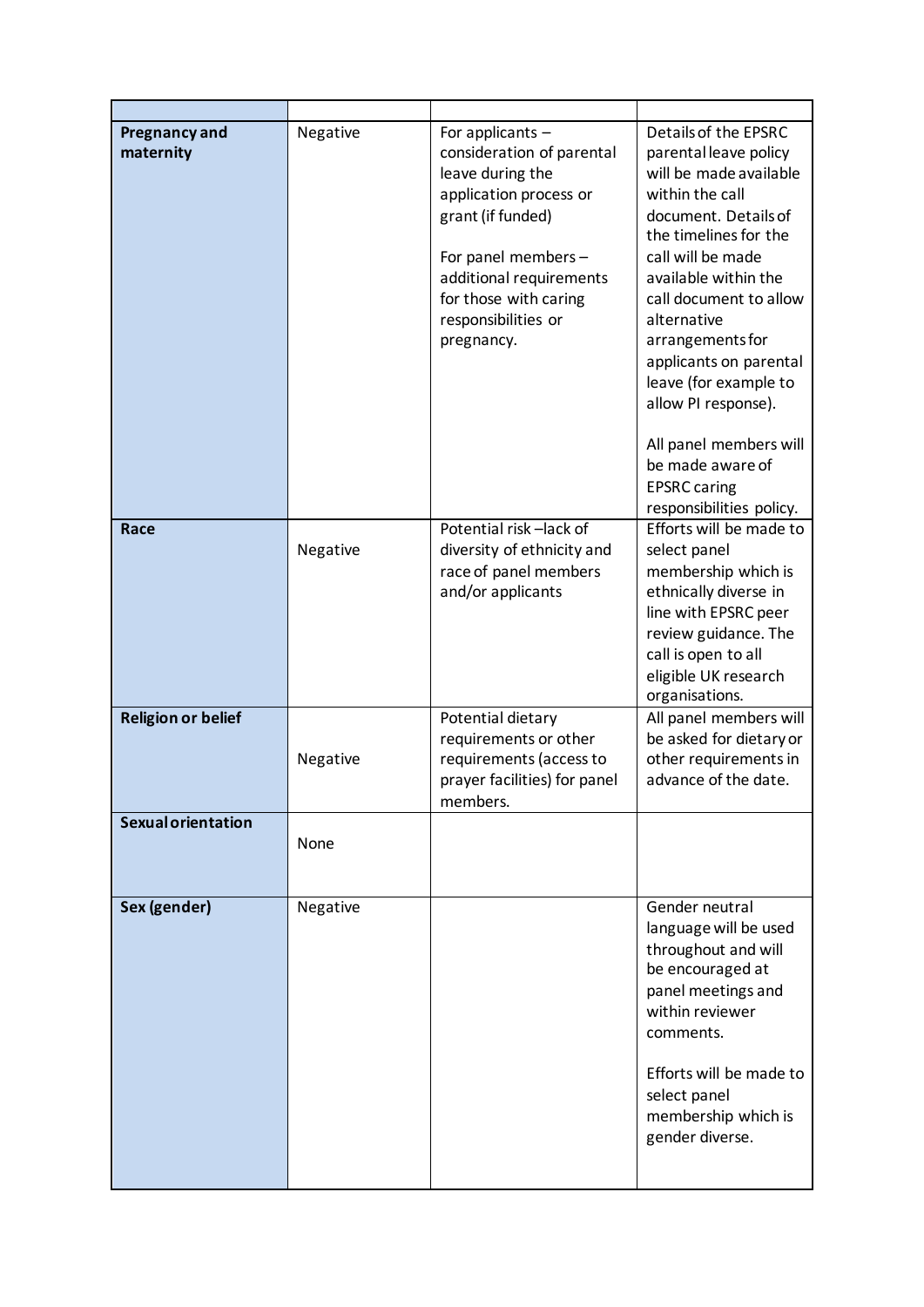| | | | |
|---|---|---|---|
| **Pregnancy and maternity** | Negative | For applicants – consideration of parental leave during the application process or grant (if funded)<br><br>For panel members – additional requirements for those with caring responsibilities or pregnancy. | Details of the EPSRC parental leave policy will be made available within the call document. Details of the timelines for the call will be made available within the call document to allow alternative arrangements for applicants on parental leave (for example to allow PI response).<br><br>All panel members will be made aware of EPSRC caring responsibilities policy. |
| **Race** | Negative | Potential risk –lack of diversity of ethnicity and race of panel members and/or applicants | Efforts will be made to select panel membership which is ethnically diverse in line with EPSRC peer review guidance. The call is open to all eligible UK research organisations. |
| **Religion or belief** | Negative | Potential dietary requirements or other requirements (access to prayer facilities) for panel members. | All panel members will be asked for dietary or other requirements in advance of the date. |
| **Sexual orientation** | None | | |
| **Sex (gender)** | Negative | | Gender neutral language will be used throughout and will be encouraged at panel meetings and within reviewer comments.<br><br>Efforts will be made to select panel membership which is gender diverse. |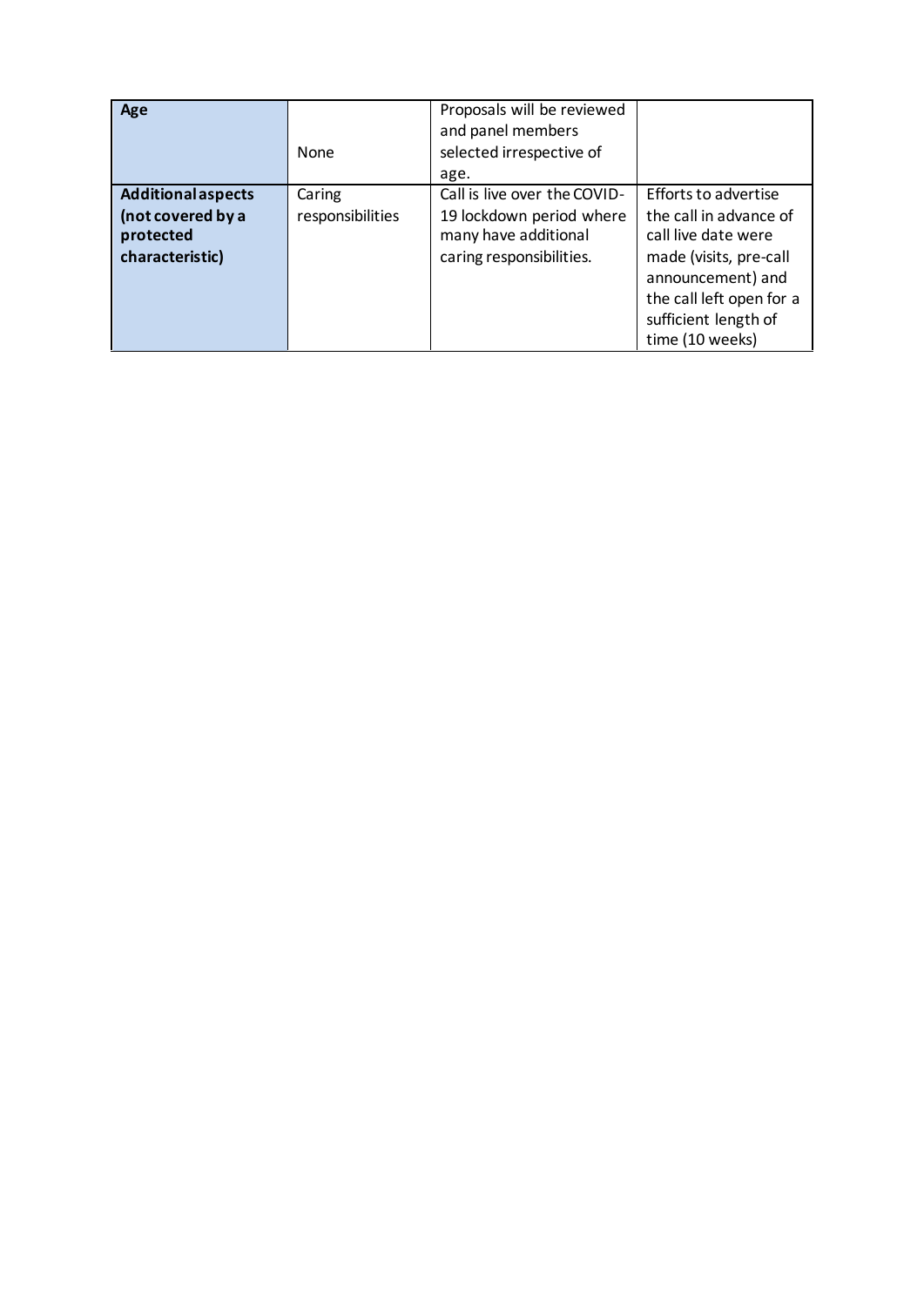| **Age** | None | Proposals will be reviewed and panel members selected irrespective of age. | |
|---|---|---|---|
| **Additional aspects (not covered by a protected characteristic)** | Caring responsibilities | Call is live over the COVID-19 lockdown period where many have additional caring responsibilities. | Efforts to advertise the call in advance of call live date were made (visits, pre-call announcement) and the call left open for a sufficient length of time (10 weeks) |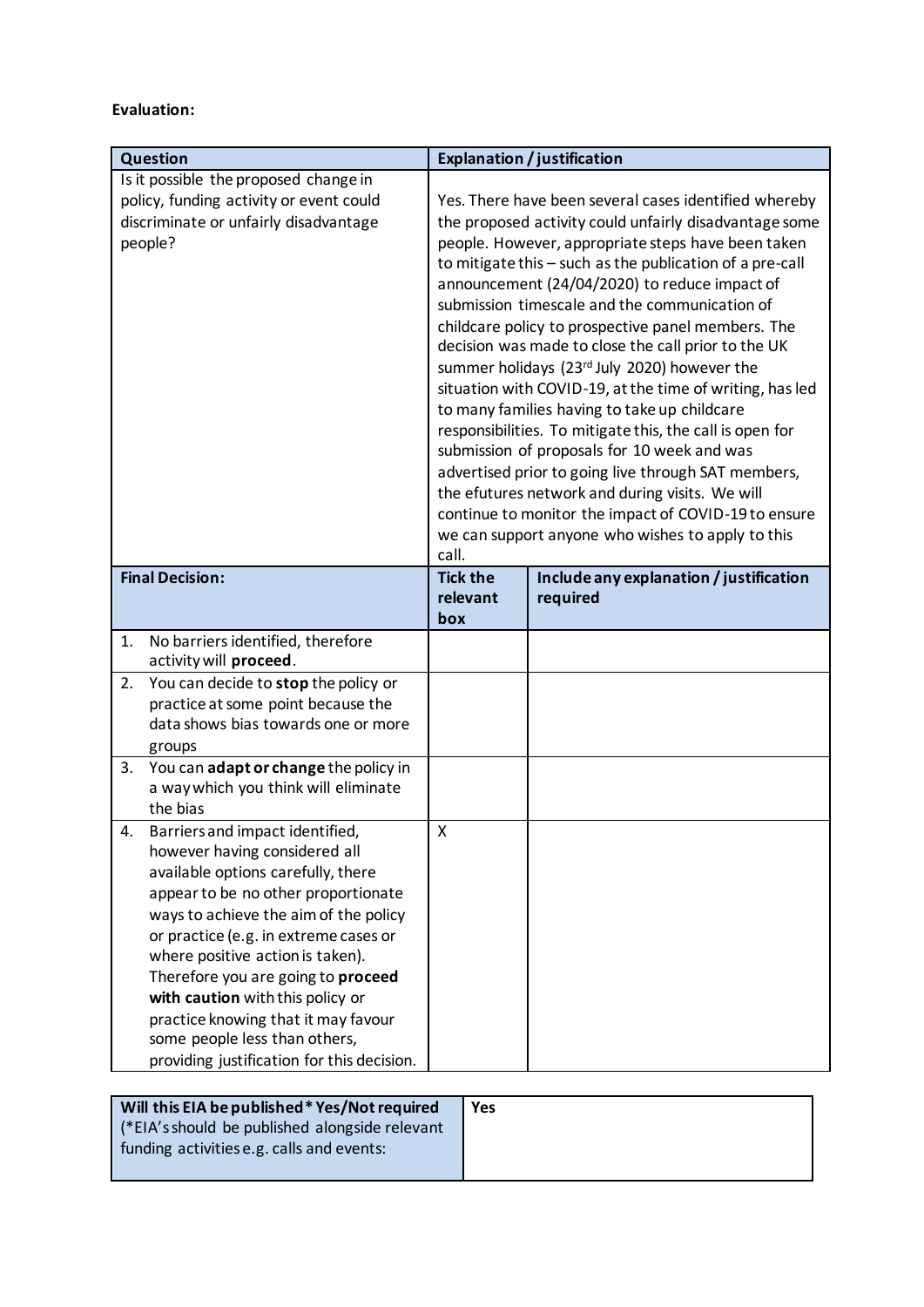**Evaluation:**

| Question | Explanation / justification | |
|---|---|---|
| Is it possible the proposed change in policy, funding activity or event could discriminate or unfairly disadvantage people? | Yes. There have been several cases identified whereby the proposed activity could unfairly disadvantage some people. However, appropriate steps have been taken to mitigate this – such as the publication of a pre-call announcement (24/04/2020) to reduce impact of submission timescale and the communication of childcare policy to prospective panel members. The decision was made to close the call prior to the UK summer holidays (23rd July 2020) however the situation with COVID-19, at the time of writing, has led to many families having to take up childcare responsibilities. To mitigate this, the call is open for submission of proposals for 10 week and was advertised prior to going live through SAT members, the efutures network and during visits. We will continue to monitor the impact of COVID-19 to ensure we can support anyone who wishes to apply to this call. | |
| **Final Decision:** | **Tick the relevant box** | **Include any explanation / justification required** |
| 1. No barriers identified, therefore activity will **proceed**. | | |
| 2. You can decide to **stop** the policy or practice at some point because the data shows bias towards one or more groups | | |
| 3. You can **adapt or change** the policy in a way which you think will eliminate the bias | | |
| 4. Barriers and impact identified, however having considered all available options carefully, there appear to be no other proportionate ways to achieve the aim of the policy or practice (e.g. in extreme cases or where positive action is taken). Therefore you are going to **proceed with caution** with this policy or practice knowing that it may favour some people less than others, providing justification for this decision. | X | |

| **Will this EIA be published* Yes/Not required** (*EIA's should be published alongside relevant funding activities e.g. calls and events: | **Yes** |
|---|---|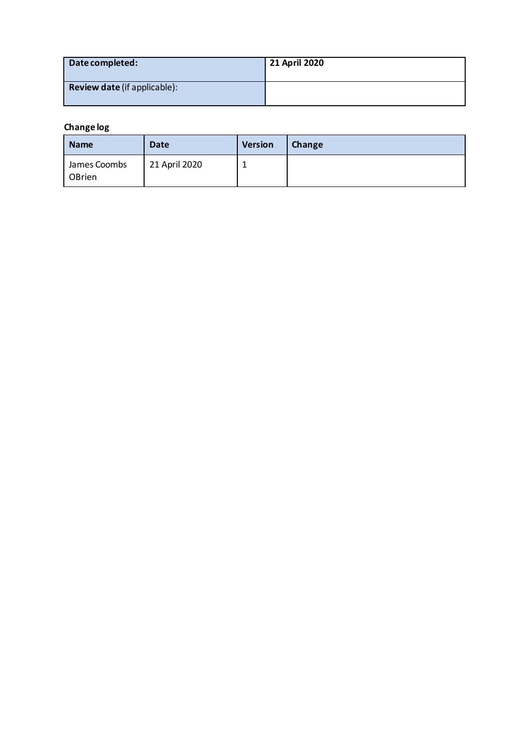| | |
|---|---|
| **Date completed:** | **21 April 2020** |
| **Review date** (if applicable): | |

**Change log**

| Name | Date | Version | Change |
|---|---|---|---|
| James Coombs OBrien | 21 April 2020 | 1 | |